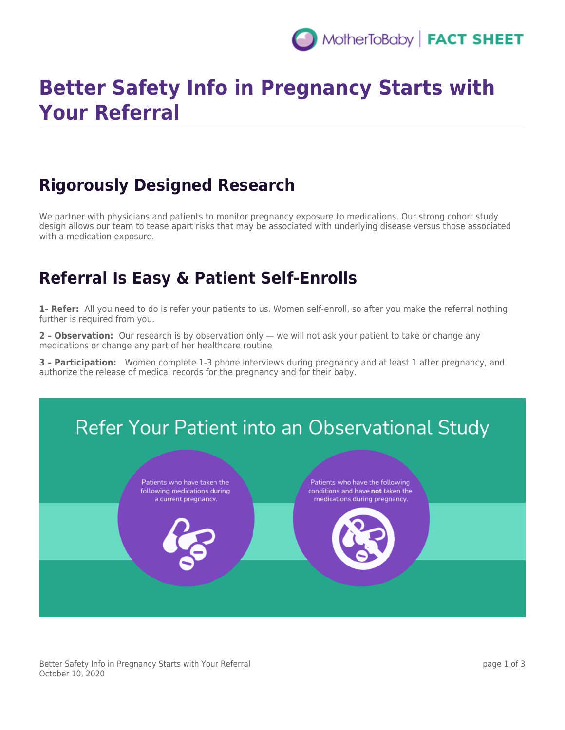# Better Safety Info in Pregnancy Starts with Your Referral

## Rigorously Designed Research

We partner with physicians and patients to monitor pregnancy exposure to medications. Our strong cohort study design allows our team to tease apart risks that may be associated with underlying disease versus those associated with a medication exposure.

## Referral Is Easy & Patient Self-Enrolls

**1- Refer:** All you need to do is refer your patients to us. Women self-enroll, so after you make the referral nothing further is required from you.

**2 – Observation:** Our research is by observation only — we will not ask your patient to take or change any medications or change any part of her healthcare routine

**3 – Participation:** Women complete 1-3 phone interviews during pregnancy and at least 1 after pregnancy, and authorize the release of medical records for the pregnancy and for their baby.

Refer Your Patient into an Observational Study

Patients who have taken the following medications during a current pregnancy.

Patients who have the following conditions and have **not** taken the medications during pregnancy.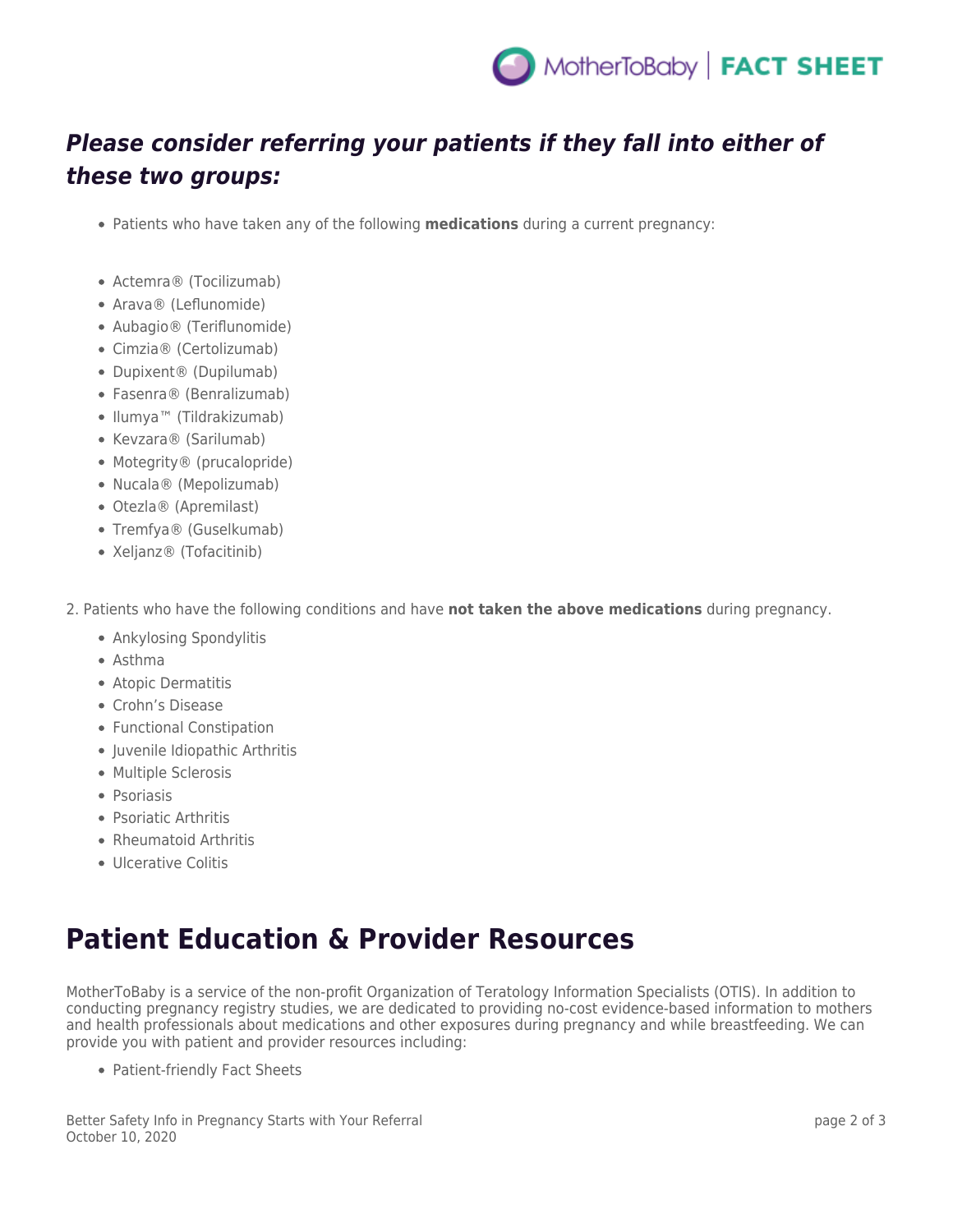## *Please consider referring your patients if they fall into either of these two groups:*

- Patients who have taken any of the following **medications** during a current pregnancy:

- Actemra® (Tocilizumab)
- Arava® (Leflunomide)
- Aubagio® (Teriflunomide)
- Cimzia® (Certolizumab)
- Dupixent® (Dupilumab)
- Fasenra® (Benralizumab)
- Ilumya™ (Tildrakizumab)
- Kevzara® (Sarilumab)
- Motegrity® (prucalopride)
- Nucala® (Mepolizumab)
- Otezla® (Apremilast)
- Tremfya® (Guselkumab)
- Xeljanz® (Tofacitinib)

2. Patients who have the following conditions and have **not taken the above medications** during pregnancy.

- Ankylosing Spondylitis
- Asthma
- Atopic Dermatitis
- Crohn's Disease
- Functional Constipation
- Juvenile Idiopathic Arthritis
- Multiple Sclerosis
- Psoriasis
- Psoriatic Arthritis
- Rheumatoid Arthritis
- Ulcerative Colitis

# Patient Education & Provider Resources

MotherToBaby is a service of the non-profit Organization of Teratology Information Specialists (OTIS). In addition to conducting pregnancy registry studies, we are dedicated to providing no-cost evidence-based information to mothers and health professionals about medications and other exposures during pregnancy and while breastfeeding. We can provide you with patient and provider resources including:

- Patient-friendly Fact Sheets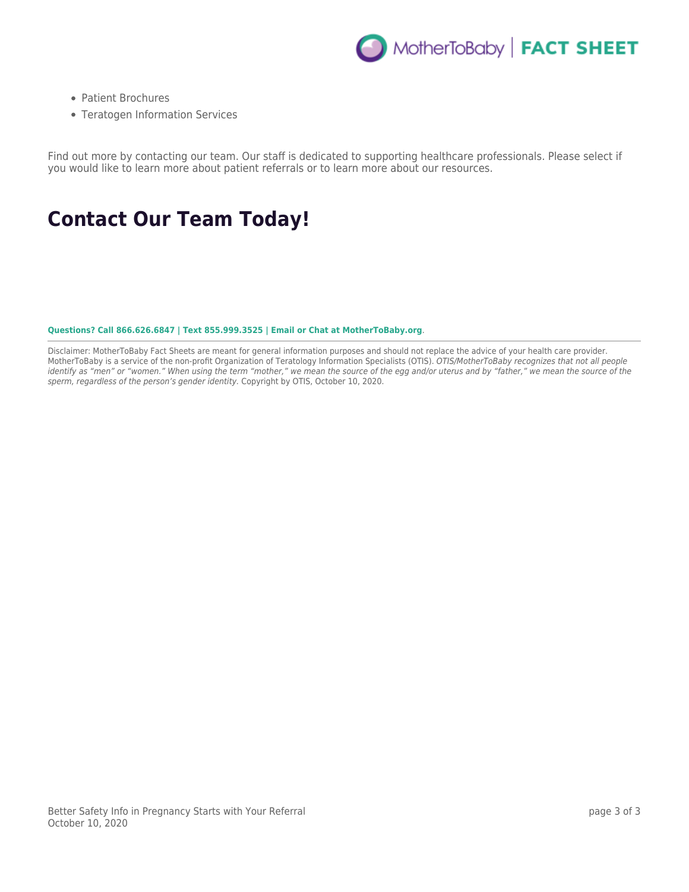- Patient Brochures
- Teratogen Information Services

Find out more by contacting our team. Our staff is dedicated to supporting healthcare professionals. Please select if you would like to learn more about patient referrals or to learn more about our resources.

## Contact Our Team Today!

**Questions? Call 866.626.6847 | Text 855.999.3525 | Email or Chat at MotherToBaby.org**.

---

Disclaimer: MotherToBaby Fact Sheets are meant for general information purposes and should not replace the advice of your health care provider. MotherToBaby is a service of the non-profit Organization of Teratology Information Specialists (OTIS). *OTIS/MotherToBaby recognizes that not all people identify as "men" or "women." When using the term "mother," we mean the source of the egg and/or uterus and by "father," we mean the source of the sperm, regardless of the person's gender identity.* Copyright by OTIS, October 10, 2020.